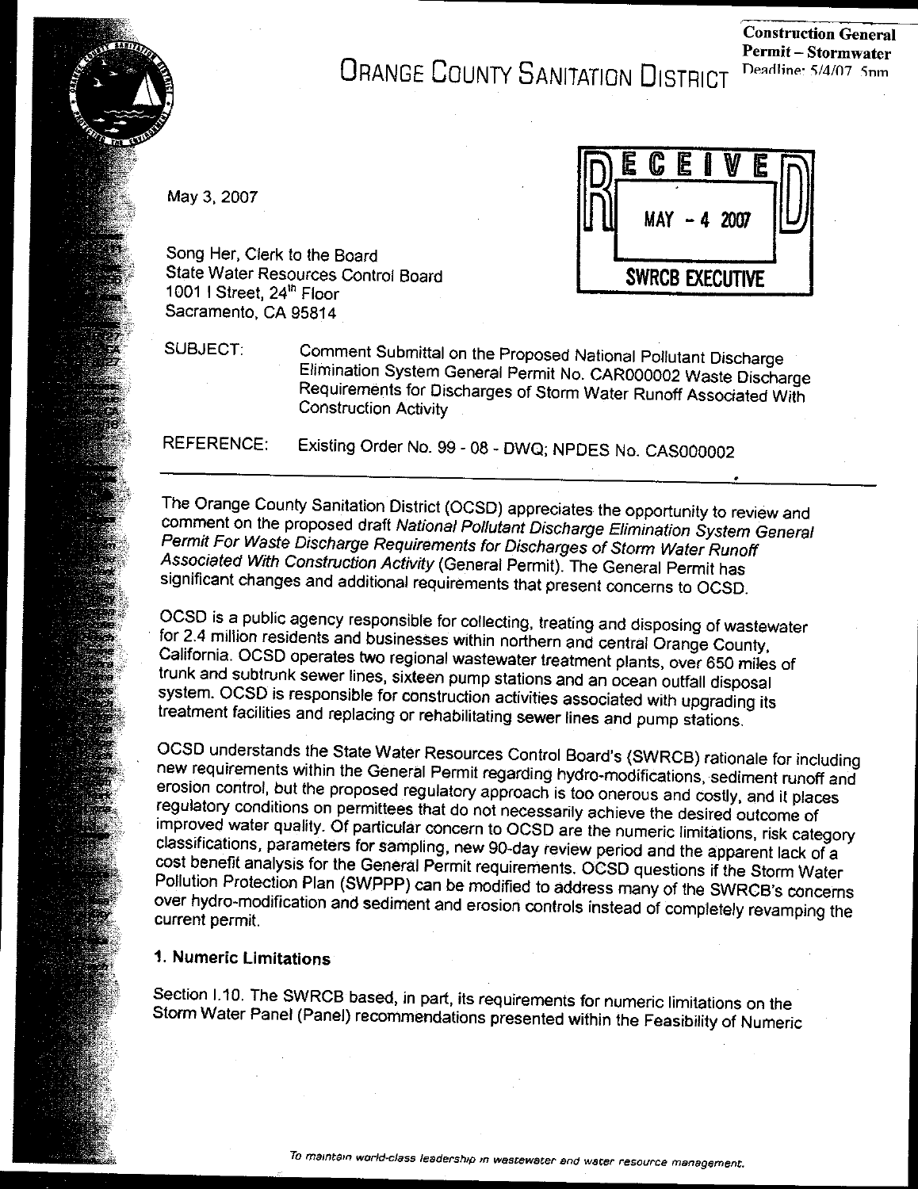**Construction General Permit – Stormwater**
Deadline: 5/4/07 5pm

# ORANGE COUNTY SANITATION DISTRICT

RECEIVED
MAY - 4 2007
SWRCB EXECUTIVE

May 3, 2007

Song Her, Clerk to the Board
State Water Resources Control Board
1001 I Street, 24th Floor
Sacramento, CA 95814

SUBJECT: Comment Submittal on the Proposed National Pollutant Discharge Elimination System General Permit No. CAR000002 Waste Discharge Requirements for Discharges of Storm Water Runoff Associated With Construction Activity

REFERENCE: Existing Order No. 99 - 08 - DWQ; NPDES No. CAS000002

---

The Orange County Sanitation District (OCSD) appreciates the opportunity to review and comment on the proposed draft *National Pollutant Discharge Elimination System General Permit For Waste Discharge Requirements for Discharges of Storm Water Runoff Associated With Construction Activity* (General Permit). The General Permit has significant changes and additional requirements that present concerns to OCSD.

OCSD is a public agency responsible for collecting, treating and disposing of wastewater for 2.4 million residents and businesses within northern and central Orange County, California. OCSD operates two regional wastewater treatment plants, over 650 miles of trunk and subtrunk sewer lines, sixteen pump stations and an ocean outfall disposal system. OCSD is responsible for construction activities associated with upgrading its treatment facilities and replacing or rehabilitating sewer lines and pump stations.

OCSD understands the State Water Resources Control Board's (SWRCB) rationale for including new requirements within the General Permit regarding hydro-modifications, sediment runoff and erosion control, but the proposed regulatory approach is too onerous and costly, and it places regulatory conditions on permittees that do not necessarily achieve the desired outcome of improved water quality. Of particular concern to OCSD are the numeric limitations, risk category classifications, parameters for sampling, new 90-day review period and the apparent lack of a cost benefit analysis for the General Permit requirements. OCSD questions if the Storm Water Pollution Protection Plan (SWPPP) can be modified to address many of the SWRCB's concerns over hydro-modification and sediment and erosion controls instead of completely revamping the current permit.

### 1. Numeric Limitations

Section I.10. The SWRCB based, in part, its requirements for numeric limitations on the Storm Water Panel (Panel) recommendations presented within the Feasibility of Numeric

*To maintain world-class leadership in wastewater and water resource management.*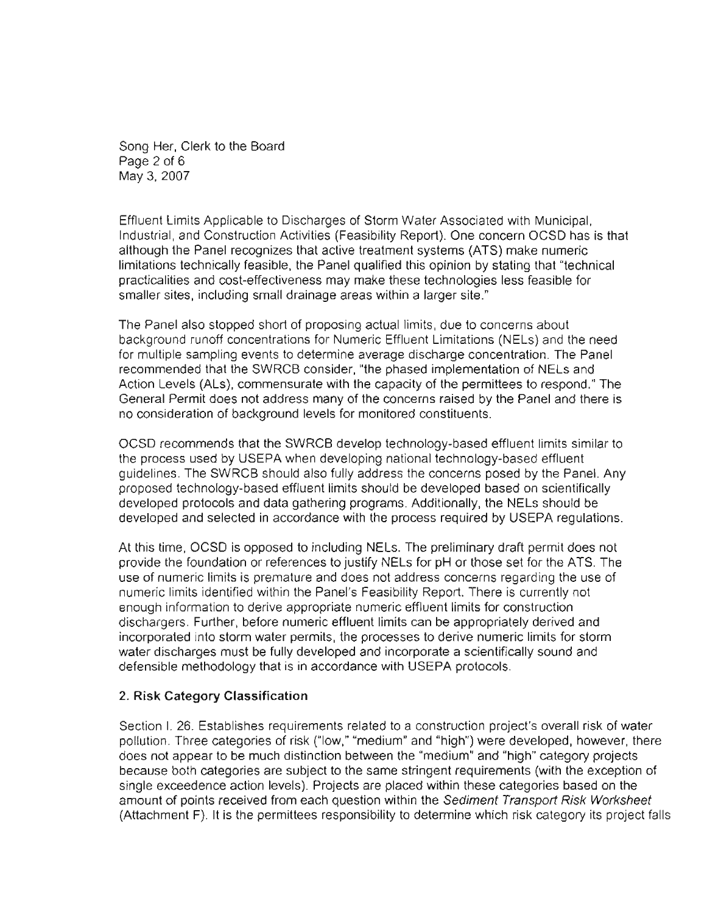Effluent Limits Applicable to Discharges of Storm Water Associated with Municipal, Industrial, and Construction Activities (Feasibility Report). One concern OCSD has is that although the Panel recognizes that active treatment systems (ATS) make numeric limitations technically feasible, the Panel qualified this opinion by stating that "technical practicalities and cost-effectiveness may make these technologies less feasible for smaller sites, including small drainage areas within a larger site."

The Panel also stopped short of proposing actual limits, due to concerns about background runoff concentrations for Numeric Effluent Limitations (NELs) and the need for multiple sampling events to determine average discharge concentration. The Panel recommended that the SWRCB consider, "the phased implementation of NELs and Action Levels (ALs), commensurate with the capacity of the permittees to respond." The General Permit does not address many of the concerns raised by the Panel and there is no consideration of background levels for monitored constituents.

OCSD recommends that the SWRCB develop technology-based effluent limits similar to the process used by USEPA when developing national technology-based effluent guidelines. The SWRCB should also fully address the concerns posed by the Panel. Any proposed technology-based effluent limits should be developed based on scientifically developed protocols and data gathering programs. Additionally, the NELs should be developed and selected in accordance with the process required by USEPA regulations.

At this time, OCSD is opposed to including NELs. The preliminary draft permit does not provide the foundation or references to justify NELs for pH or those set for the ATS. The use of numeric limits is premature and does not address concerns regarding the use of numeric limits identified within the Panel's Feasibility Report. There is currently not enough information to derive appropriate numeric effluent limits for construction dischargers. Further, before numeric effluent limits can be appropriately derived and incorporated into storm water permits, the processes to derive numeric limits for storm water discharges must be fully developed and incorporate a scientifically sound and defensible methodology that is in accordance with USEPA protocols.

**2. Risk Category Classification**

Section I. 26. Establishes requirements related to a construction project's overall risk of water pollution. Three categories of risk ("low," "medium" and "high") were developed, however, there does not appear to be much distinction between the "medium" and "high" category projects because both categories are subject to the same stringent requirements (with the exception of single exceedence action levels). Projects are placed within these categories based on the amount of points received from each question within the *Sediment Transport Risk Worksheet* (Attachment F). It is the permittees responsibility to determine which risk category its project falls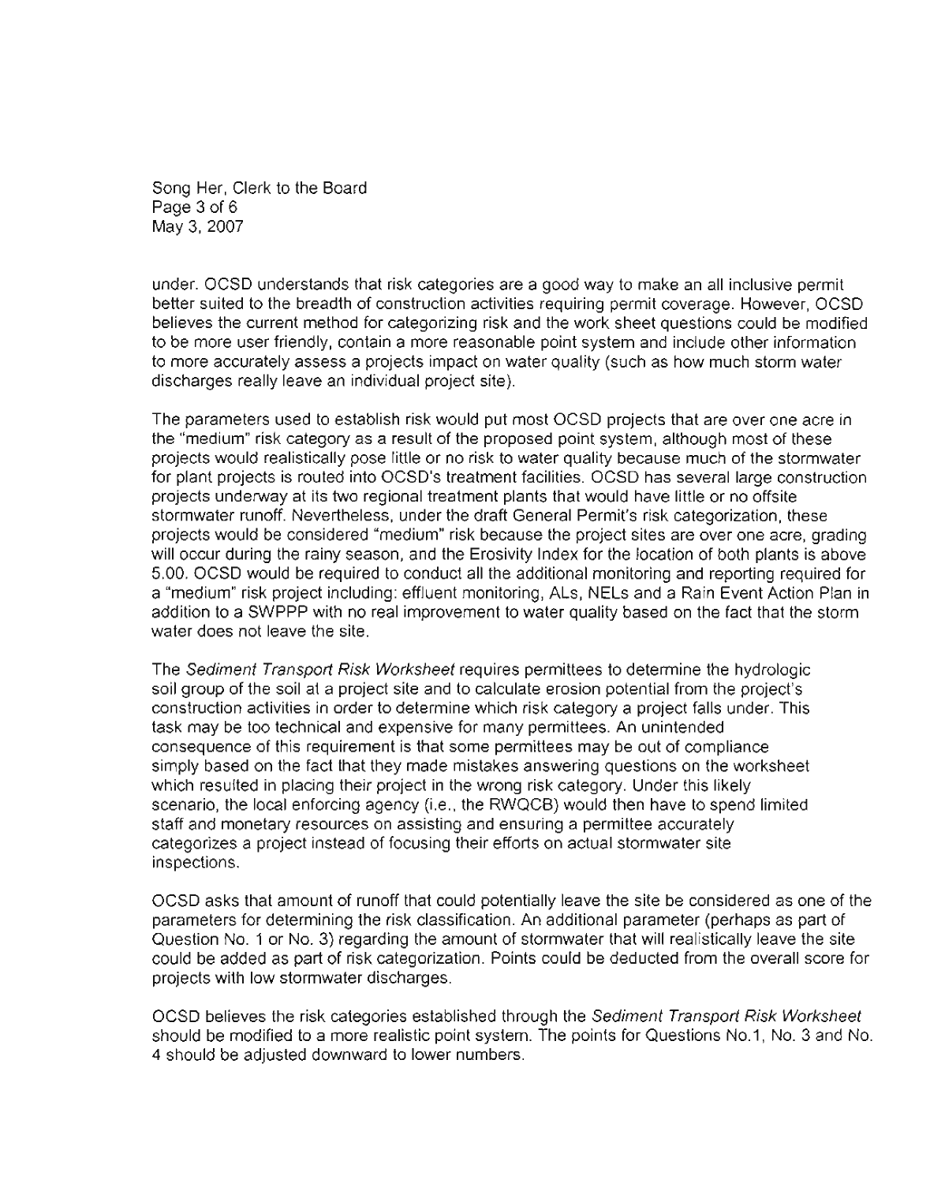under. OCSD understands that risk categories are a good way to make an all inclusive permit better suited to the breadth of construction activities requiring permit coverage. However, OCSD believes the current method for categorizing risk and the work sheet questions could be modified to be more user friendly, contain a more reasonable point system and include other information to more accurately assess a projects impact on water quality (such as how much storm water discharges really leave an individual project site).

The parameters used to establish risk would put most OCSD projects that are over one acre in the "medium" risk category as a result of the proposed point system, although most of these projects would realistically pose little or no risk to water quality because much of the stormwater for plant projects is routed into OCSD's treatment facilities. OCSD has several large construction projects underway at its two regional treatment plants that would have little or no offsite stormwater runoff. Nevertheless, under the draft General Permit's risk categorization, these projects would be considered "medium" risk because the project sites are over one acre, grading will occur during the rainy season, and the Erosivity Index for the location of both plants is above 5.00. OCSD would be required to conduct all the additional monitoring and reporting required for a "medium" risk project including: effluent monitoring, ALs, NELs and a Rain Event Action Plan in addition to a SWPPP with no real improvement to water quality based on the fact that the storm water does not leave the site.

The *Sediment Transport Risk Worksheet* requires permittees to determine the hydrologic soil group of the soil at a project site and to calculate erosion potential from the project's construction activities in order to determine which risk category a project falls under. This task may be too technical and expensive for many permittees. An unintended consequence of this requirement is that some permittees may be out of compliance simply based on the fact that they made mistakes answering questions on the worksheet which resulted in placing their project in the wrong risk category. Under this likely scenario, the local enforcing agency (i.e., the RWQCB) would then have to spend limited staff and monetary resources on assisting and ensuring a permittee accurately categorizes a project instead of focusing their efforts on actual stormwater site inspections.

OCSD asks that amount of runoff that could potentially leave the site be considered as one of the parameters for determining the risk classification. An additional parameter (perhaps as part of Question No. 1 or No. 3) regarding the amount of stormwater that will realistically leave the site could be added as part of risk categorization. Points could be deducted from the overall score for projects with low stormwater discharges.

OCSD believes the risk categories established through the *Sediment Transport Risk Worksheet* should be modified to a more realistic point system. The points for Questions No.1, No. 3 and No. 4 should be adjusted downward to lower numbers.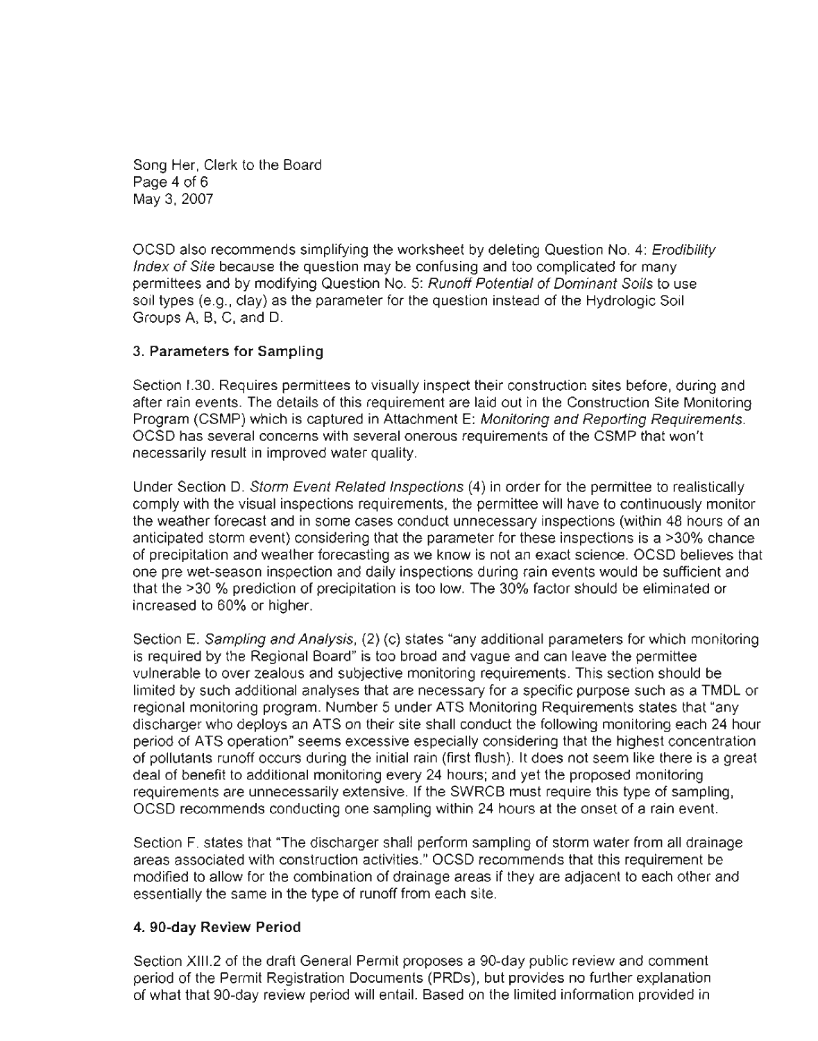OCSD also recommends simplifying the worksheet by deleting Question No. 4: *Erodibility Index of Site* because the question may be confusing and too complicated for many permittees and by modifying Question No. 5: *Runoff Potential of Dominant Soils* to use soil types (e.g., clay) as the parameter for the question instead of the Hydrologic Soil Groups A, B, C, and D.

### 3. Parameters for Sampling

Section I.30. Requires permittees to visually inspect their construction sites before, during and after rain events. The details of this requirement are laid out in the Construction Site Monitoring Program (CSMP) which is captured in Attachment E: *Monitoring and Reporting Requirements*. OCSD has several concerns with several onerous requirements of the CSMP that won't necessarily result in improved water quality.

Under Section D. *Storm Event Related Inspections* (4) in order for the permittee to realistically comply with the visual inspections requirements, the permittee will have to continuously monitor the weather forecast and in some cases conduct unnecessary inspections (within 48 hours of an anticipated storm event) considering that the parameter for these inspections is a >30% chance of precipitation and weather forecasting as we know is not an exact science. OCSD believes that one pre wet-season inspection and daily inspections during rain events would be sufficient and that the >30 % prediction of precipitation is too low. The 30% factor should be eliminated or increased to 60% or higher.

Section E. *Sampling and Analysis*, (2) (c) states "any additional parameters for which monitoring is required by the Regional Board" is too broad and vague and can leave the permittee vulnerable to over zealous and subjective monitoring requirements. This section should be limited by such additional analyses that are necessary for a specific purpose such as a TMDL or regional monitoring program. Number 5 under ATS Monitoring Requirements states that "any discharger who deploys an ATS on their site shall conduct the following monitoring each 24 hour period of ATS operation" seems excessive especially considering that the highest concentration of pollutants runoff occurs during the initial rain (first flush). It does not seem like there is a great deal of benefit to additional monitoring every 24 hours; and yet the proposed monitoring requirements are unnecessarily extensive. If the SWRCB must require this type of sampling, OCSD recommends conducting one sampling within 24 hours at the onset of a rain event.

Section F. states that "The discharger shall perform sampling of storm water from all drainage areas associated with construction activities." OCSD recommends that this requirement be modified to allow for the combination of drainage areas if they are adjacent to each other and essentially the same in the type of runoff from each site.

### 4. 90-day Review Period

Section XIII.2 of the draft General Permit proposes a 90-day public review and comment period of the Permit Registration Documents (PRDs), but provides no further explanation of what that 90-day review period will entail. Based on the limited information provided in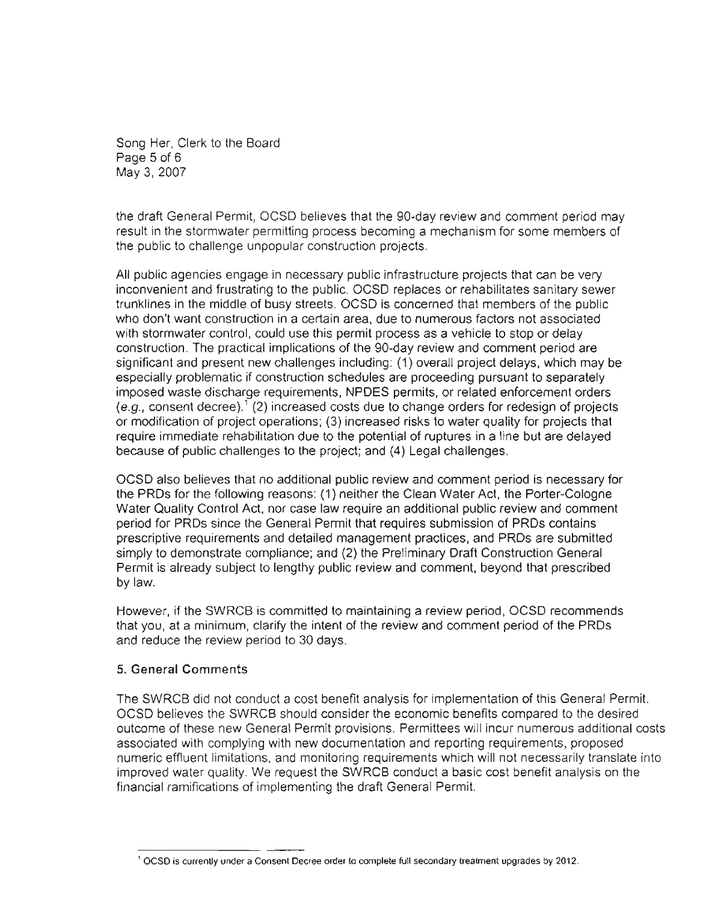the draft General Permit, OCSD believes that the 90-day review and comment period may result in the stormwater permitting process becoming a mechanism for some members of the public to challenge unpopular construction projects.

All public agencies engage in necessary public infrastructure projects that can be very inconvenient and frustrating to the public. OCSD replaces or rehabilitates sanitary sewer trunklines in the middle of busy streets. OCSD is concerned that members of the public who don't want construction in a certain area, due to numerous factors not associated with stormwater control, could use this permit process as a vehicle to stop or delay construction. The practical implications of the 90-day review and comment period are significant and present new challenges including: (1) overall project delays, which may be especially problematic if construction schedules are proceeding pursuant to separately imposed waste discharge requirements, NPDES permits, or related enforcement orders (*e.g.,* consent decree).[1] (2) increased costs due to change orders for redesign of projects or modification of project operations; (3) increased risks to water quality for projects that require immediate rehabilitation due to the potential of ruptures in a line but are delayed because of public challenges to the project; and (4) Legal challenges.

OCSD also believes that no additional public review and comment period is necessary for the PRDs for the following reasons: (1) neither the Clean Water Act, the Porter-Cologne Water Quality Control Act, nor case law require an additional public review and comment period for PRDs since the General Permit that requires submission of PRDs contains prescriptive requirements and detailed management practices, and PRDs are submitted simply to demonstrate compliance; and (2) the Preliminary Draft Construction General Permit is already subject to lengthy public review and comment, beyond that prescribed by law.

However, if the SWRCB is committed to maintaining a review period, OCSD recommends that you, at a minimum, clarify the intent of the review and comment period of the PRDs and reduce the review period to 30 days.

**5. General Comments**

The SWRCB did not conduct a cost benefit analysis for implementation of this General Permit. OCSD believes the SWRCB should consider the economic benefits compared to the desired outcome of these new General Permit provisions. Permittees will incur numerous additional costs associated with complying with new documentation and reporting requirements, proposed numeric effluent limitations, and monitoring requirements which will not necessarily translate into improved water quality. We request the SWRCB conduct a basic cost benefit analysis on the financial ramifications of implementing the draft General Permit.

---

[1] OCSD is currently under a Consent Decree order to complete full secondary treatment upgrades by 2012.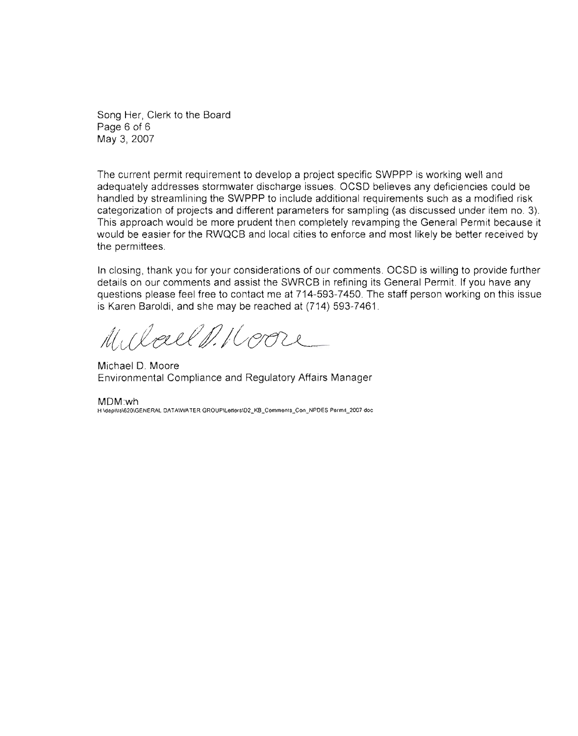The current permit requirement to develop a project specific SWPPP is working well and adequately addresses stormwater discharge issues. OCSD believes any deficiencies could be handled by streamlining the SWPPP to include additional requirements such as a modified risk categorization of projects and different parameters for sampling (as discussed under item no. 3). This approach would be more prudent then completely revamping the General Permit because it would be easier for the RWQCB and local cities to enforce and most likely be better received by the permittees.

In closing, thank you for your considerations of our comments. OCSD is willing to provide further details on our comments and assist the SWRCB in refining its General Permit. If you have any questions please feel free to contact me at 714-593-7450. The staff person working on this issue is Karen Baroldi, and she may be reached at (714) 593-7461.

Michael D. Moore

Michael D. Moore
Environmental Compliance and Regulatory Affairs Manager

MDM:wh
H:\dept\ts\620\GENERAL DATA\WATER GROUP\Letters\D2_KB_Comments_Con_NPDES Permit_2007.doc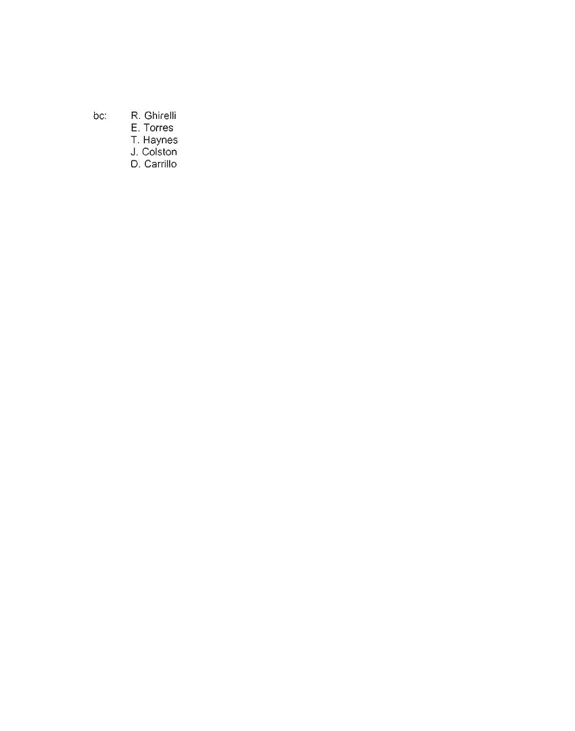bc: R. Ghirelli
E. Torres
T. Haynes
J. Colston
D. Carrillo